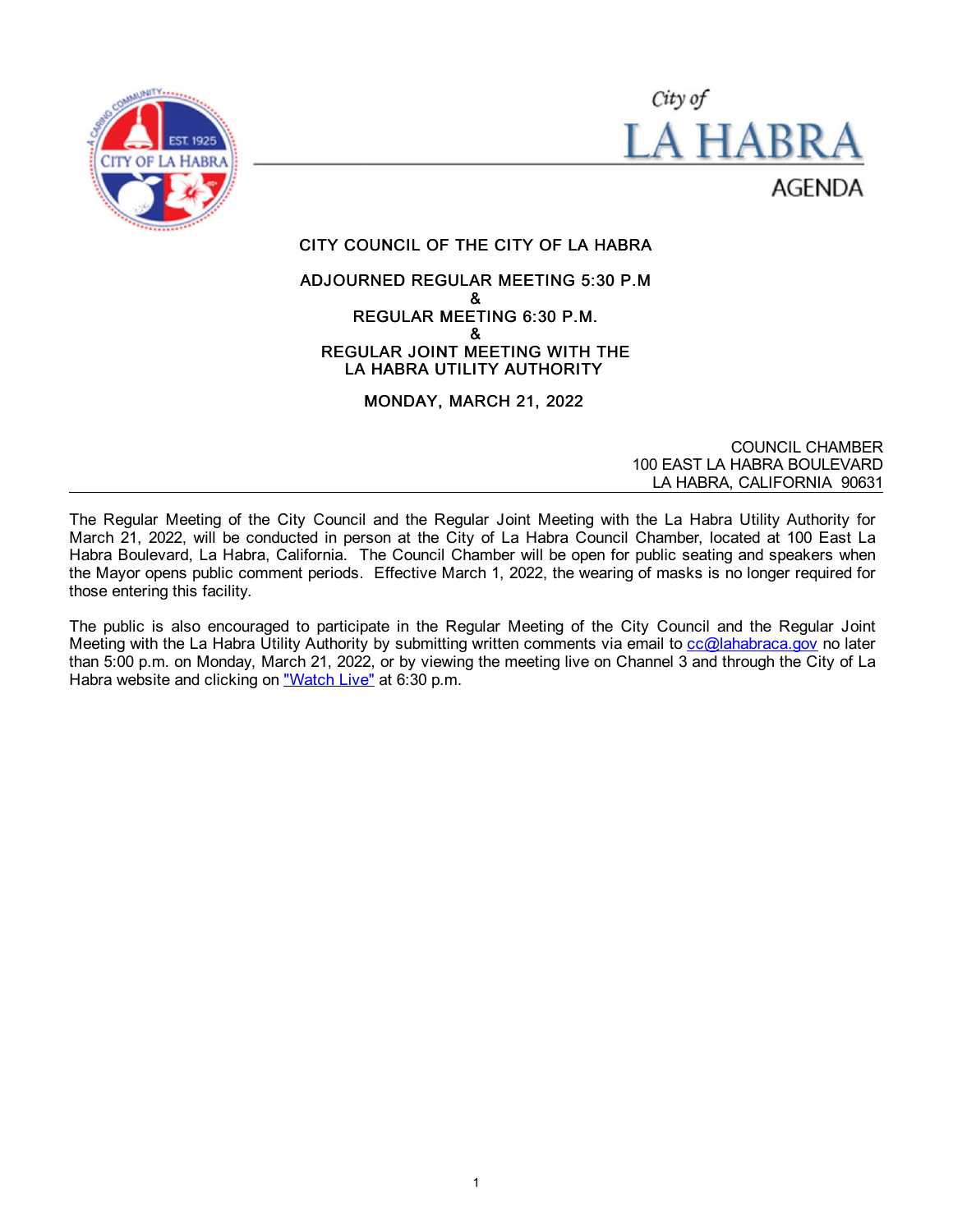City of

# LA HABRA

AGENDA

## CITY COUNCIL OF THE CITY OF LA HABRA

**ADJOURNED REGULAR MEETING 5:30 P.M**
**&**
**REGULAR MEETING 6:30 P.M.**
**&**
**REGULAR JOINT MEETING WITH THE**
**LA HABRA UTILITY AUTHORITY**

**MONDAY, MARCH 21, 2022**

COUNCIL CHAMBER
100 EAST LA HABRA BOULEVARD
LA HABRA, CALIFORNIA 90631

---

The Regular Meeting of the City Council and the Regular Joint Meeting with the La Habra Utility Authority for March 21, 2022, will be conducted in person at the City of La Habra Council Chamber, located at 100 East La Habra Boulevard, La Habra, California. The Council Chamber will be open for public seating and speakers when the Mayor opens public comment periods. Effective March 1, 2022, the wearing of masks is no longer required for those entering this facility.

The public is also encouraged to participate in the Regular Meeting of the City Council and the Regular Joint Meeting with the La Habra Utility Authority by submitting written comments via email to cc@lahabraca.gov no later than 5:00 p.m. on Monday, March 21, 2022, or by viewing the meeting live on Channel 3 and through the City of La Habra website and clicking on "Watch Live" at 6:30 p.m.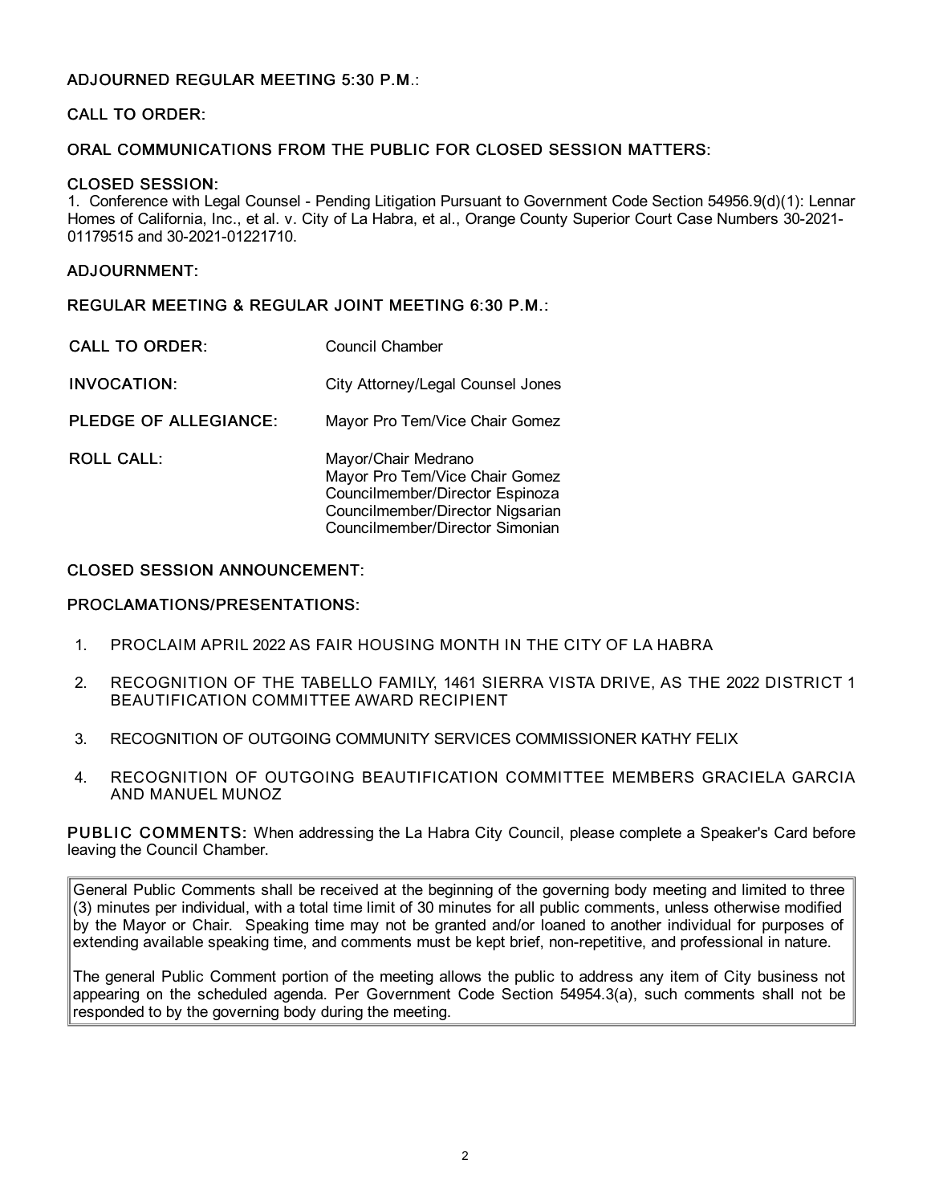## ADJOURNED REGULAR MEETING 5:30 P.M.:

## CALL TO ORDER:

## ORAL COMMUNICATIONS FROM THE PUBLIC FOR CLOSED SESSION MATTERS:

## CLOSED SESSION:

1. Conference with Legal Counsel - Pending Litigation Pursuant to Government Code Section 54956.9(d)(1): Lennar Homes of California, Inc., et al. v. City of La Habra, et al., Orange County Superior Court Case Numbers 30-2021-01179515 and 30-2021-01221710.

## ADJOURNMENT:

## REGULAR MEETING & REGULAR JOINT MEETING 6:30 P.M.:

**CALL TO ORDER:** Council Chamber

**INVOCATION:** City Attorney/Legal Counsel Jones

**PLEDGE OF ALLEGIANCE:** Mayor Pro Tem/Vice Chair Gomez

**ROLL CALL:**
Mayor/Chair Medrano
Mayor Pro Tem/Vice Chair Gomez
Councilmember/Director Espinoza
Councilmember/Director Nigsarian
Councilmember/Director Simonian

## CLOSED SESSION ANNOUNCEMENT:

## PROCLAMATIONS/PRESENTATIONS:

1. PROCLAIM APRIL 2022 AS FAIR HOUSING MONTH IN THE CITY OF LA HABRA
2. RECOGNITION OF THE TABELLO FAMILY, 1461 SIERRA VISTA DRIVE, AS THE 2022 DISTRICT 1 BEAUTIFICATION COMMITTEE AWARD RECIPIENT
3. RECOGNITION OF OUTGOING COMMUNITY SERVICES COMMISSIONER KATHY FELIX
4. RECOGNITION OF OUTGOING BEAUTIFICATION COMMITTEE MEMBERS GRACIELA GARCIA AND MANUEL MUNOZ

**PUBLIC COMMENTS:** When addressing the La Habra City Council, please complete a Speaker's Card before leaving the Council Chamber.

General Public Comments shall be received at the beginning of the governing body meeting and limited to three (3) minutes per individual, with a total time limit of 30 minutes for all public comments, unless otherwise modified by the Mayor or Chair. Speaking time may not be granted and/or loaned to another individual for purposes of extending available speaking time, and comments must be kept brief, non-repetitive, and professional in nature.

The general Public Comment portion of the meeting allows the public to address any item of City business not appearing on the scheduled agenda. Per Government Code Section 54954.3(a), such comments shall not be responded to by the governing body during the meeting.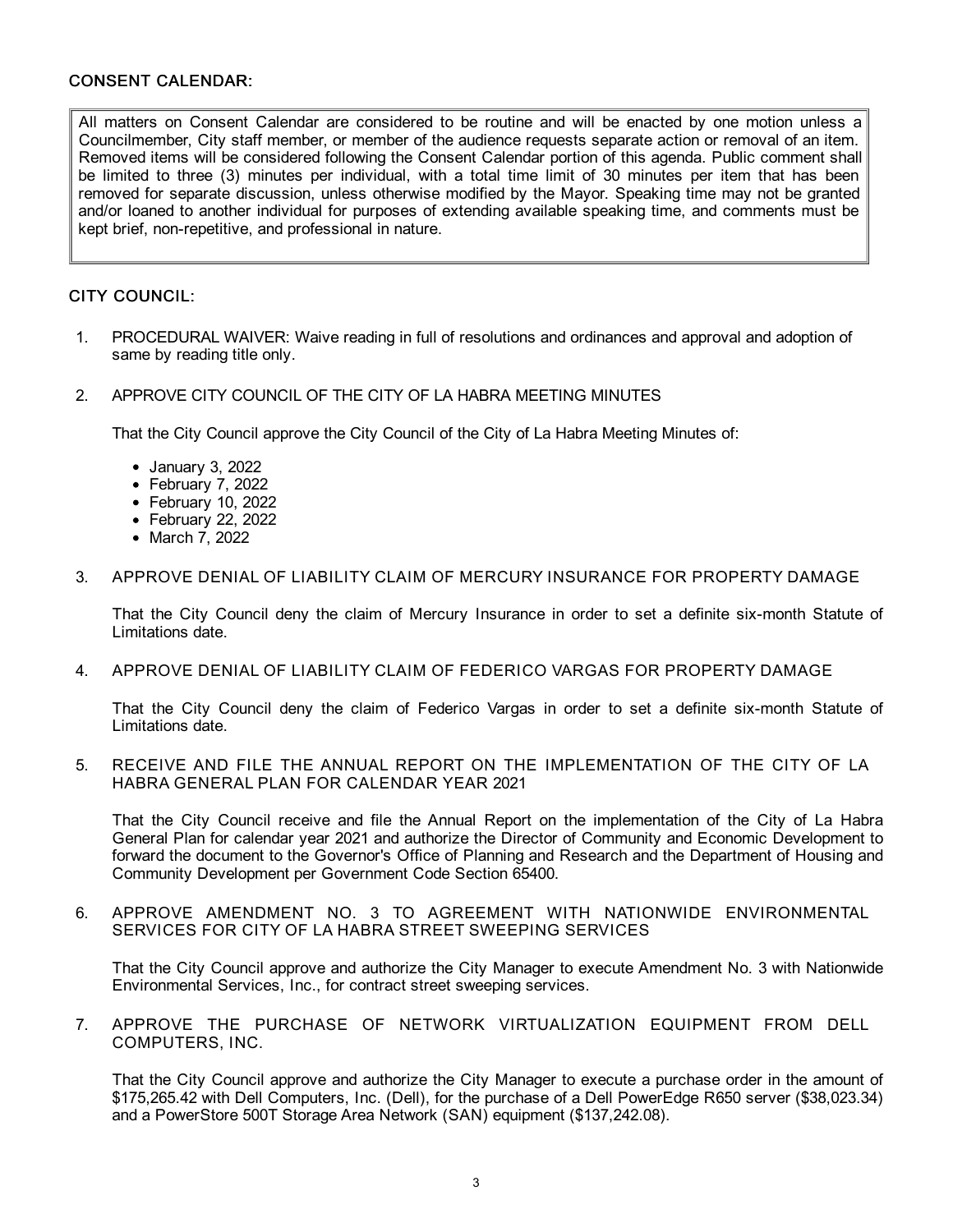## CONSENT CALENDAR:

> All matters on Consent Calendar are considered to be routine and will be enacted by one motion unless a Councilmember, City staff member, or member of the audience requests separate action or removal of an item. Removed items will be considered following the Consent Calendar portion of this agenda. Public comment shall be limited to three (3) minutes per individual, with a total time limit of 30 minutes per item that has been removed for separate discussion, unless otherwise modified by the Mayor. Speaking time may not be granted and/or loaned to another individual for purposes of extending available speaking time, and comments must be kept brief, non-repetitive, and professional in nature.

## CITY COUNCIL:

1. PROCEDURAL WAIVER: Waive reading in full of resolutions and ordinances and approval and adoption of same by reading title only.

2. APPROVE CITY COUNCIL OF THE CITY OF LA HABRA MEETING MINUTES

   That the City Council approve the City Council of the City of La Habra Meeting Minutes of:

   - January 3, 2022
   - February 7, 2022
   - February 10, 2022
   - February 22, 2022
   - March 7, 2022

3. APPROVE DENIAL OF LIABILITY CLAIM OF MERCURY INSURANCE FOR PROPERTY DAMAGE

   That the City Council deny the claim of Mercury Insurance in order to set a definite six-month Statute of Limitations date.

4. APPROVE DENIAL OF LIABILITY CLAIM OF FEDERICO VARGAS FOR PROPERTY DAMAGE

   That the City Council deny the claim of Federico Vargas in order to set a definite six-month Statute of Limitations date.

5. RECEIVE AND FILE THE ANNUAL REPORT ON THE IMPLEMENTATION OF THE CITY OF LA HABRA GENERAL PLAN FOR CALENDAR YEAR 2021

   That the City Council receive and file the Annual Report on the implementation of the City of La Habra General Plan for calendar year 2021 and authorize the Director of Community and Economic Development to forward the document to the Governor's Office of Planning and Research and the Department of Housing and Community Development per Government Code Section 65400.

6. APPROVE AMENDMENT NO. 3 TO AGREEMENT WITH NATIONWIDE ENVIRONMENTAL SERVICES FOR CITY OF LA HABRA STREET SWEEPING SERVICES

   That the City Council approve and authorize the City Manager to execute Amendment No. 3 with Nationwide Environmental Services, Inc., for contract street sweeping services.

7. APPROVE THE PURCHASE OF NETWORK VIRTUALIZATION EQUIPMENT FROM DELL COMPUTERS, INC.

   That the City Council approve and authorize the City Manager to execute a purchase order in the amount of $175,265.42 with Dell Computers, Inc. (Dell), for the purchase of a Dell PowerEdge R650 server ($38,023.34) and a PowerStore 500T Storage Area Network (SAN) equipment ($137,242.08).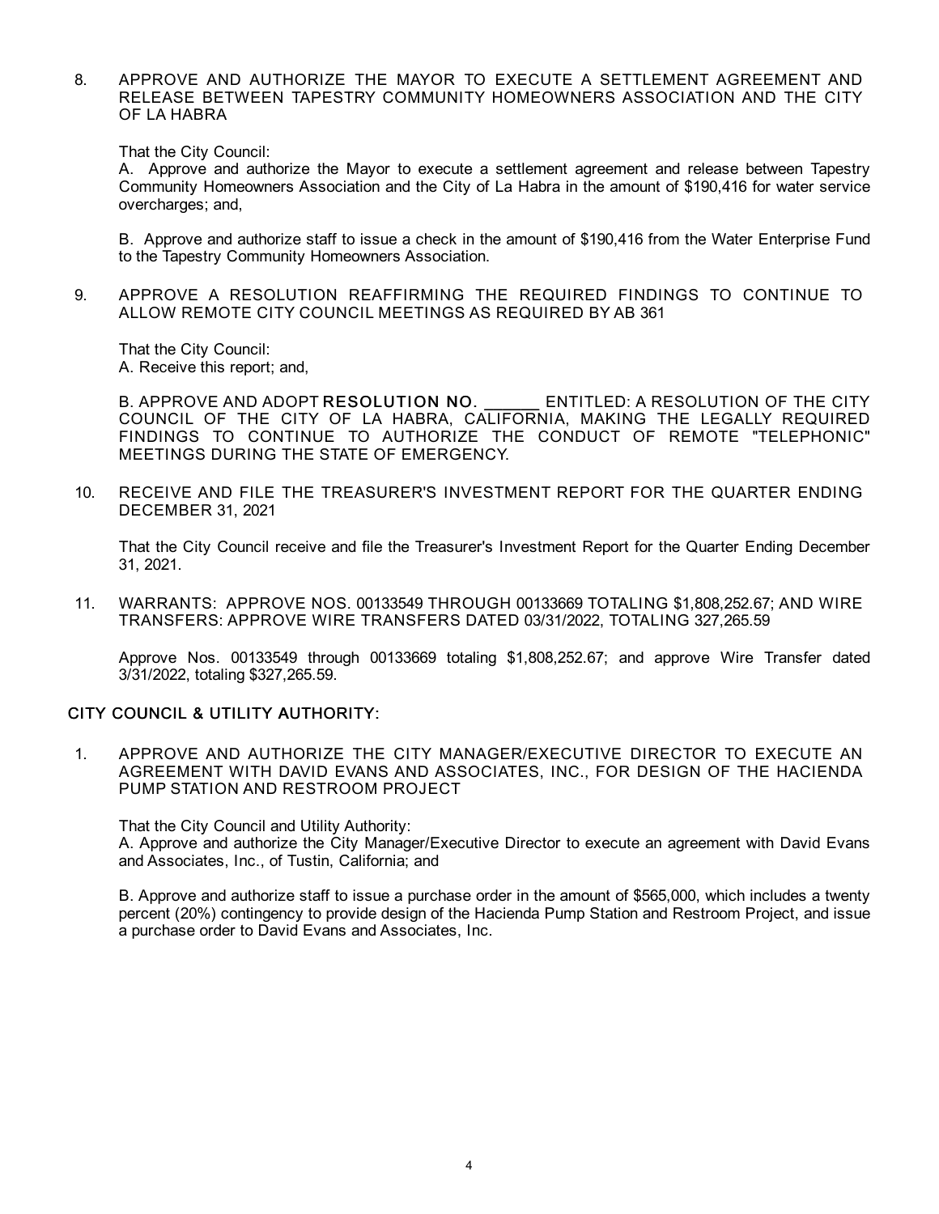8. APPROVE AND AUTHORIZE THE MAYOR TO EXECUTE A SETTLEMENT AGREEMENT AND RELEASE BETWEEN TAPESTRY COMMUNITY HOMEOWNERS ASSOCIATION AND THE CITY OF LA HABRA

   That the City Council:
   A. Approve and authorize the Mayor to execute a settlement agreement and release between Tapestry Community Homeowners Association and the City of La Habra in the amount of $190,416 for water service overcharges; and,

   B. Approve and authorize staff to issue a check in the amount of $190,416 from the Water Enterprise Fund to the Tapestry Community Homeowners Association.

9. APPROVE A RESOLUTION REAFFIRMING THE REQUIRED FINDINGS TO CONTINUE TO ALLOW REMOTE CITY COUNCIL MEETINGS AS REQUIRED BY AB 361

   That the City Council:
   A. Receive this report; and,

   B. APPROVE AND ADOPT **RESOLUTION NO.** ______ ENTITLED: A RESOLUTION OF THE CITY COUNCIL OF THE CITY OF LA HABRA, CALIFORNIA, MAKING THE LEGALLY REQUIRED FINDINGS TO CONTINUE TO AUTHORIZE THE CONDUCT OF REMOTE "TELEPHONIC" MEETINGS DURING THE STATE OF EMERGENCY.

10. RECEIVE AND FILE THE TREASURER'S INVESTMENT REPORT FOR THE QUARTER ENDING DECEMBER 31, 2021

    That the City Council receive and file the Treasurer's Investment Report for the Quarter Ending December 31, 2021.

11. WARRANTS: APPROVE NOS. 00133549 THROUGH 00133669 TOTALING $1,808,252.67; AND WIRE TRANSFERS: APPROVE WIRE TRANSFERS DATED 03/31/2022, TOTALING 327,265.59

    Approve Nos. 00133549 through 00133669 totaling $1,808,252.67; and approve Wire Transfer dated 3/31/2022, totaling $327,265.59.

## CITY COUNCIL & UTILITY AUTHORITY:

1. APPROVE AND AUTHORIZE THE CITY MANAGER/EXECUTIVE DIRECTOR TO EXECUTE AN AGREEMENT WITH DAVID EVANS AND ASSOCIATES, INC., FOR DESIGN OF THE HACIENDA PUMP STATION AND RESTROOM PROJECT

   That the City Council and Utility Authority:
   A. Approve and authorize the City Manager/Executive Director to execute an agreement with David Evans and Associates, Inc., of Tustin, California; and

   B. Approve and authorize staff to issue a purchase order in the amount of $565,000, which includes a twenty percent (20%) contingency to provide design of the Hacienda Pump Station and Restroom Project, and issue a purchase order to David Evans and Associates, Inc.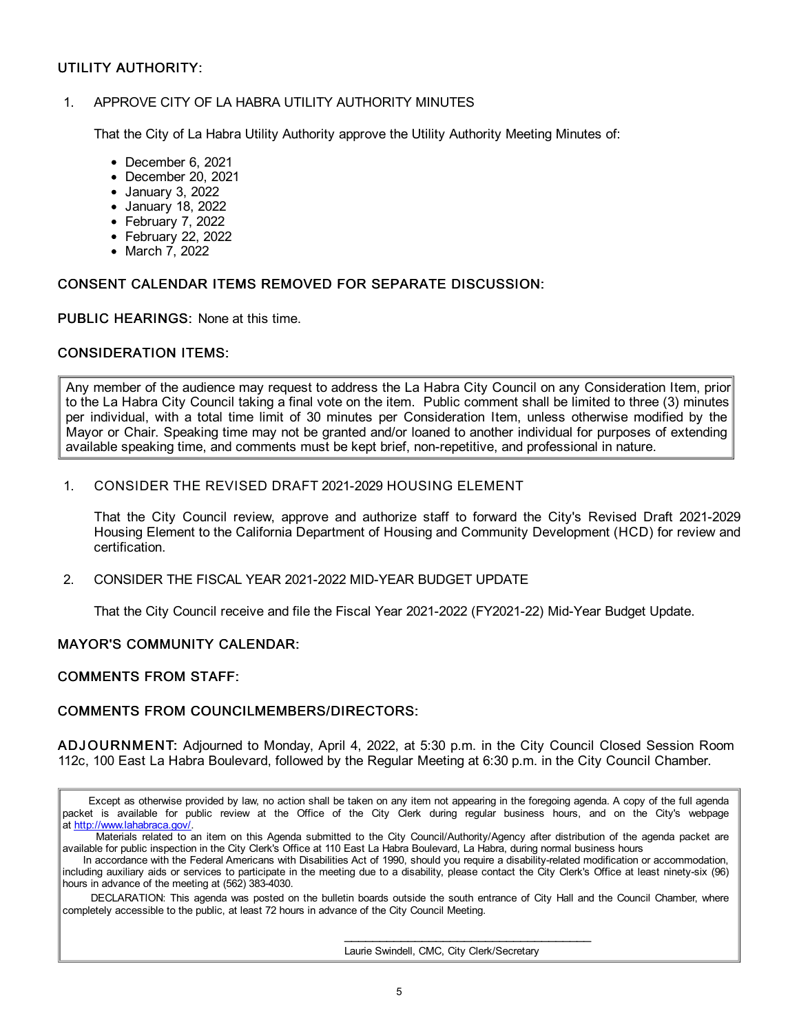## UTILITY AUTHORITY:

1. APPROVE CITY OF LA HABRA UTILITY AUTHORITY MINUTES

   That the City of La Habra Utility Authority approve the Utility Authority Meeting Minutes of:

   - December 6, 2021
   - December 20, 2021
   - January 3, 2022
   - January 18, 2022
   - February 7, 2022
   - February 22, 2022
   - March 7, 2022

## CONSENT CALENDAR ITEMS REMOVED FOR SEPARATE DISCUSSION:

**PUBLIC HEARINGS:** None at this time.

## CONSIDERATION ITEMS:

> Any member of the audience may request to address the La Habra City Council on any Consideration Item, prior to the La Habra City Council taking a final vote on the item. Public comment shall be limited to three (3) minutes per individual, with a total time limit of 30 minutes per Consideration Item, unless otherwise modified by the Mayor or Chair. Speaking time may not be granted and/or loaned to another individual for purposes of extending available speaking time, and comments must be kept brief, non-repetitive, and professional in nature.

1. CONSIDER THE REVISED DRAFT 2021-2029 HOUSING ELEMENT

   That the City Council review, approve and authorize staff to forward the City's Revised Draft 2021-2029 Housing Element to the California Department of Housing and Community Development (HCD) for review and certification.

2. CONSIDER THE FISCAL YEAR 2021-2022 MID-YEAR BUDGET UPDATE

   That the City Council receive and file the Fiscal Year 2021-2022 (FY2021-22) Mid-Year Budget Update.

## MAYOR'S COMMUNITY CALENDAR:

## COMMENTS FROM STAFF:

## COMMENTS FROM COUNCILMEMBERS/DIRECTORS:

**ADJOURNMENT:** Adjourned to Monday, April 4, 2022, at 5:30 p.m. in the City Council Closed Session Room 112c, 100 East La Habra Boulevard, followed by the Regular Meeting at 6:30 p.m. in the City Council Chamber.

---

Except as otherwise provided by law, no action shall be taken on any item not appearing in the foregoing agenda. A copy of the full agenda packet is available for public review at the Office of the City Clerk during regular business hours, and on the City's webpage at http://www.lahabraca.gov/.

Materials related to an item on this Agenda submitted to the City Council/Authority/Agency after distribution of the agenda packet are available for public inspection in the City Clerk's Office at 110 East La Habra Boulevard, La Habra, during normal business hours

In accordance with the Federal Americans with Disabilities Act of 1990, should you require a disability-related modification or accommodation, including auxiliary aids or services to participate in the meeting due to a disability, please contact the City Clerk's Office at least ninety-six (96) hours in advance of the meeting at (562) 383-4030.

DECLARATION: This agenda was posted on the bulletin boards outside the south entrance of City Hall and the Council Chamber, where completely accessible to the public, at least 72 hours in advance of the City Council Meeting.

\_\_\_\_\_\_\_\_\_\_\_\_\_\_\_\_\_\_\_\_\_\_\_\_\_\_\_\_\_\_\_\_\_\_\_\_\_\_\_\_

Laurie Swindell, CMC, City Clerk/Secretary